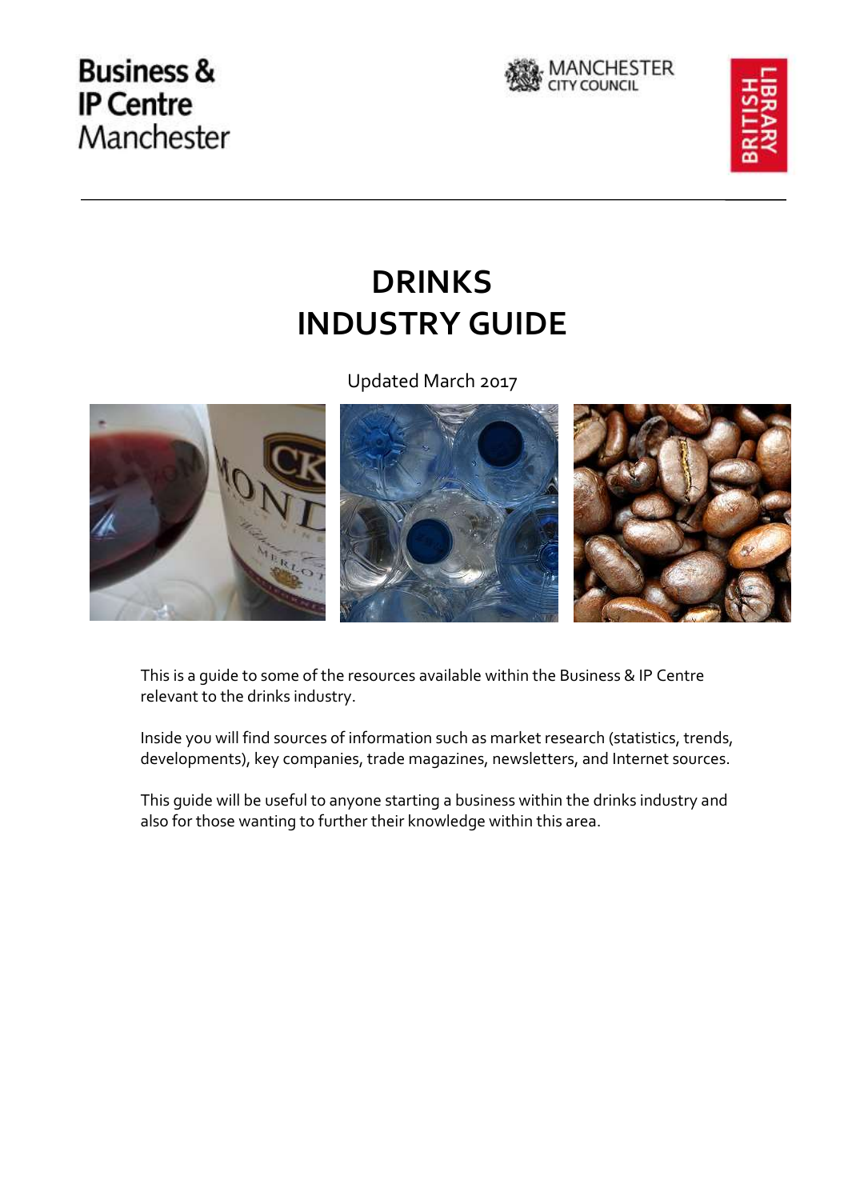Business & IP Centre Manchester

MANCHESTER CITY COUNCIL

BRITISH LIBRARY

# DRINKS INDUSTRY GUIDE

Updated March 2017

This is a guide to some of the resources available within the Business & IP Centre relevant to the drinks industry.

Inside you will find sources of information such as market research (statistics, trends, developments), key companies, trade magazines, newsletters, and Internet sources.

This guide will be useful to anyone starting a business within the drinks industry and also for those wanting to further their knowledge within this area.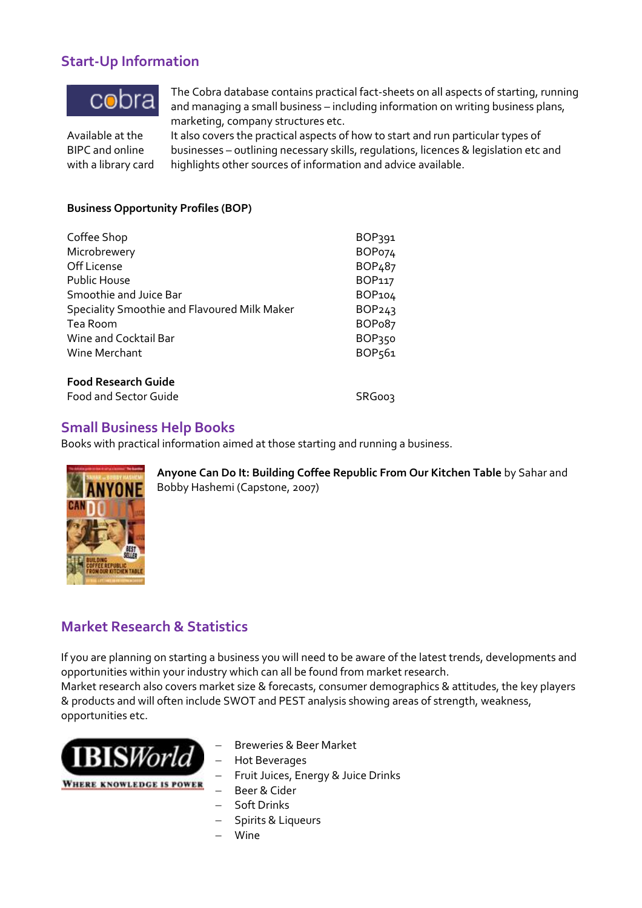## Start-Up Information

cobra

Available at the BIPC and online with a library card

The Cobra database contains practical fact-sheets on all aspects of starting, running and managing a small business – including information on writing business plans, marketing, company structures etc.

It also covers the practical aspects of how to start and run particular types of businesses – outlining necessary skills, regulations, licences & legislation etc and highlights other sources of information and advice available.

**Business Opportunity Profiles (BOP)**

| | |
|---|---|
| Coffee Shop | BOP391 |
| Microbrewery | BOP074 |
| Off License | BOP487 |
| Public House | BOP117 |
| Smoothie and Juice Bar | BOP104 |
| Speciality Smoothie and Flavoured Milk Maker | BOP243 |
| Tea Room | BOP087 |
| Wine and Cocktail Bar | BOP350 |
| Wine Merchant | BOP561 |

**Food Research Guide**

| | |
|---|---|
| Food and Sector Guide | SRG003 |

## Small Business Help Books

Books with practical information aimed at those starting and running a business.

**Anyone Can Do It: Building Coffee Republic From Our Kitchen Table** by Sahar and Bobby Hashemi (Capstone, 2007)

## Market Research & Statistics

If you are planning on starting a business you will need to be aware of the latest trends, developments and opportunities within your industry which can all be found from market research.
Market research also covers market size & forecasts, consumer demographics & attitudes, the key players & products and will often include SWOT and PEST analysis showing areas of strength, weakness, opportunities etc.

IBISWorld – Where Knowledge is Power

- Breweries & Beer Market
- Hot Beverages
- Fruit Juices, Energy & Juice Drinks
- Beer & Cider
- Soft Drinks
- Spirits & Liqueurs
- Wine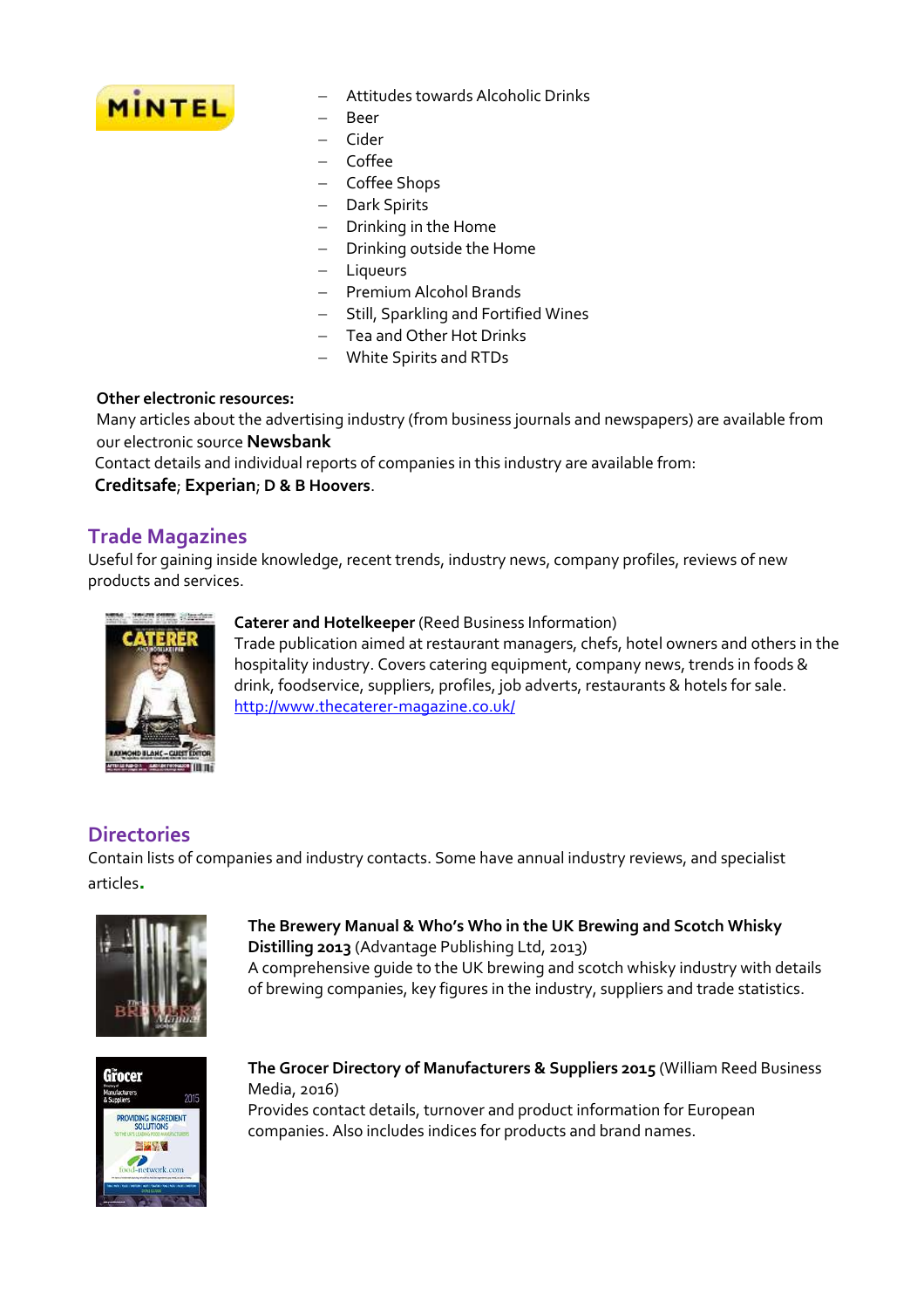MINTEL

- Attitudes towards Alcoholic Drinks
- Beer
- Cider
- Coffee
- Coffee Shops
- Dark Spirits
- Drinking in the Home
- Drinking outside the Home
- Liqueurs
- Premium Alcohol Brands
- Still, Sparkling and Fortified Wines
- Tea and Other Hot Drinks
- White Spirits and RTDs

**Other electronic resources:**
Many articles about the advertising industry (from business journals and newspapers) are available from our electronic source **Newsbank**
Contact details and individual reports of companies in this industry are available from:
**Creditsafe**; **Experian**; **D & B Hoovers**.

## Trade Magazines

Useful for gaining inside knowledge, recent trends, industry news, company profiles, reviews of new products and services.

**Caterer and Hotelkeeper** (Reed Business Information)
Trade publication aimed at restaurant managers, chefs, hotel owners and others in the hospitality industry. Covers catering equipment, company news, trends in foods & drink, foodservice, suppliers, profiles, job adverts, restaurants & hotels for sale.
http://www.thecaterer-magazine.co.uk/

## Directories

Contain lists of companies and industry contacts. Some have annual industry reviews, and specialist articles.

**The Brewery Manual & Who's Who in the UK Brewing and Scotch Whisky Distilling 2013** (Advantage Publishing Ltd, 2013)
A comprehensive guide to the UK brewing and scotch whisky industry with details of brewing companies, key figures in the industry, suppliers and trade statistics.

**The Grocer Directory of Manufacturers & Suppliers 2015** (William Reed Business Media, 2016)
Provides contact details, turnover and product information for European companies. Also includes indices for products and brand names.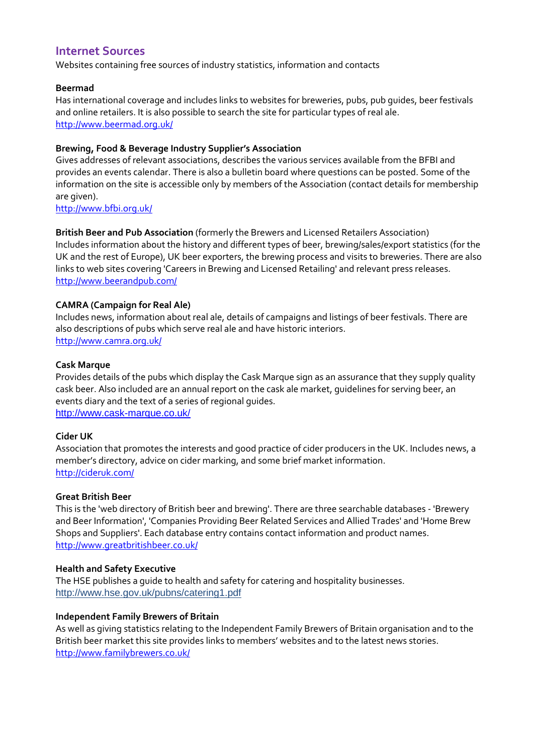## Internet Sources

Websites containing free sources of industry statistics, information and contacts

**Beermad**

Has international coverage and includes links to websites for breweries, pubs, pub guides, beer festivals and online retailers. It is also possible to search the site for particular types of real ale.
http://www.beermad.org.uk/

**Brewing, Food & Beverage Industry Supplier's Association**

Gives addresses of relevant associations, describes the various services available from the BFBI and provides an events calendar. There is also a bulletin board where questions can be posted. Some of the information on the site is accessible only by members of the Association (contact details for membership are given).
http://www.bfbi.org.uk/

**British Beer and Pub Association** (formerly the Brewers and Licensed Retailers Association)

Includes information about the history and different types of beer, brewing/sales/export statistics (for the UK and the rest of Europe), UK beer exporters, the brewing process and visits to breweries. There are also links to web sites covering 'Careers in Brewing and Licensed Retailing' and relevant press releases.
http://www.beerandpub.com/

**CAMRA (Campaign for Real Ale)**

Includes news, information about real ale, details of campaigns and listings of beer festivals. There are also descriptions of pubs which serve real ale and have historic interiors.
http://www.camra.org.uk/

**Cask Marque**

Provides details of the pubs which display the Cask Marque sign as an assurance that they supply quality cask beer. Also included are an annual report on the cask ale market, guidelines for serving beer, an events diary and the text of a series of regional guides.
http://www.cask-marque.co.uk/

**Cider UK**

Association that promotes the interests and good practice of cider producers in the UK. Includes news, a member's directory, advice on cider marking, and some brief market information.
http://cideruk.com/

**Great British Beer**

This is the 'web directory of British beer and brewing'. There are three searchable databases - 'Brewery and Beer Information', 'Companies Providing Beer Related Services and Allied Trades' and 'Home Brew Shops and Suppliers'. Each database entry contains contact information and product names.
http://www.greatbritishbeer.co.uk/

**Health and Safety Executive**

The HSE publishes a guide to health and safety for catering and hospitality businesses.
http://www.hse.gov.uk/pubns/catering1.pdf

**Independent Family Brewers of Britain**

As well as giving statistics relating to the Independent Family Brewers of Britain organisation and to the British beer market this site provides links to members' websites and to the latest news stories.
http://www.familybrewers.co.uk/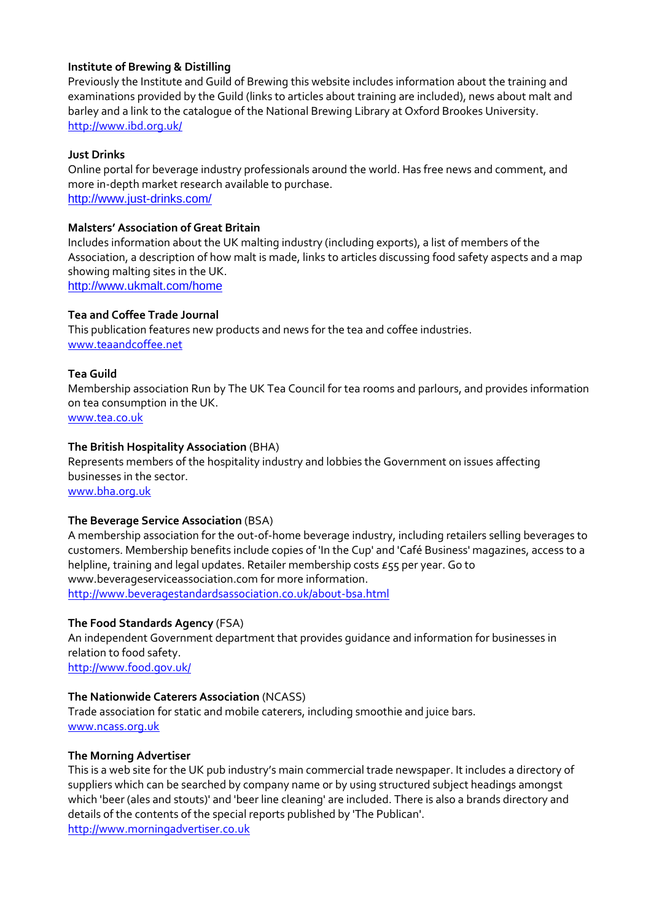**Institute of Brewing & Distilling**
Previously the Institute and Guild of Brewing this website includes information about the training and examinations provided by the Guild (links to articles about training are included), news about malt and barley and a link to the catalogue of the National Brewing Library at Oxford Brookes University.
http://www.ibd.org.uk/

**Just Drinks**
Online portal for beverage industry professionals around the world. Has free news and comment, and more in-depth market research available to purchase.
http://www.just-drinks.com/

**Malsters' Association of Great Britain**
Includes information about the UK malting industry (including exports), a list of members of the Association, a description of how malt is made, links to articles discussing food safety aspects and a map showing malting sites in the UK.
http://www.ukmalt.com/home

**Tea and Coffee Trade Journal**
This publication features new products and news for the tea and coffee industries.
www.teaandcoffee.net

**Tea Guild**
Membership association Run by The UK Tea Council for tea rooms and parlours, and provides information on tea consumption in the UK.
www.tea.co.uk

**The British Hospitality Association** (BHA)
Represents members of the hospitality industry and lobbies the Government on issues affecting businesses in the sector.
www.bha.org.uk

**The Beverage Service Association** (BSA)
A membership association for the out-of-home beverage industry, including retailers selling beverages to customers. Membership benefits include copies of 'In the Cup' and 'Café Business' magazines, access to a helpline, training and legal updates. Retailer membership costs £55 per year. Go to www.beverageserviceassociation.com for more information.
http://www.beveragestandardsassociation.co.uk/about-bsa.html

**The Food Standards Agency** (FSA)
An independent Government department that provides guidance and information for businesses in relation to food safety.
http://www.food.gov.uk/

**The Nationwide Caterers Association** (NCASS)
Trade association for static and mobile caterers, including smoothie and juice bars.
www.ncass.org.uk

**The Morning Advertiser**
This is a web site for the UK pub industry's main commercial trade newspaper. It includes a directory of suppliers which can be searched by company name or by using structured subject headings amongst which 'beer (ales and stouts)' and 'beer line cleaning' are included. There is also a brands directory and details of the contents of the special reports published by 'The Publican'.
http://www.morningadvertiser.co.uk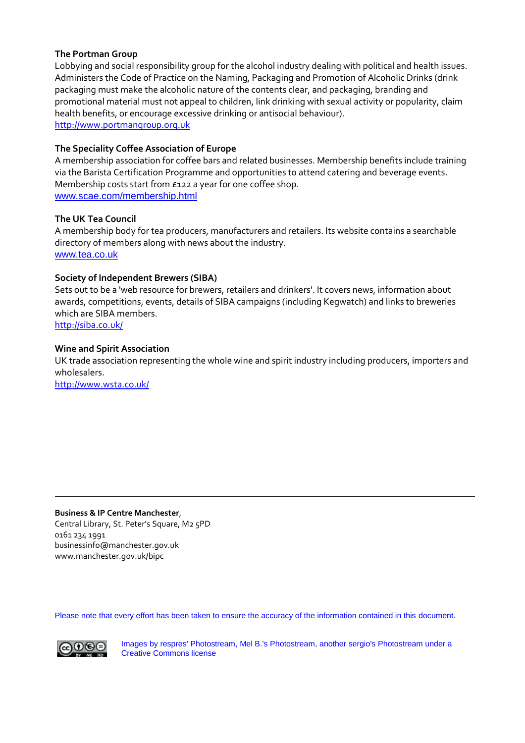**The Portman Group**

Lobbying and social responsibility group for the alcohol industry dealing with political and health issues. Administers the Code of Practice on the Naming, Packaging and Promotion of Alcoholic Drinks (drink packaging must make the alcoholic nature of the contents clear, and packaging, branding and promotional material must not appeal to children, link drinking with sexual activity or popularity, claim health benefits, or encourage excessive drinking or antisocial behaviour).

http://www.portmangroup.org.uk

**The Speciality Coffee Association of Europe**

A membership association for coffee bars and related businesses. Membership benefits include training via the Barista Certification Programme and opportunities to attend catering and beverage events. Membership costs start from £122 a year for one coffee shop.

www.scae.com/membership.html

**The UK Tea Council**

A membership body for tea producers, manufacturers and retailers. Its website contains a searchable directory of members along with news about the industry.

www.tea.co.uk

**Society of Independent Brewers (SIBA)**

Sets out to be a 'web resource for brewers, retailers and drinkers'. It covers news, information about awards, competitions, events, details of SIBA campaigns (including Kegwatch) and links to breweries which are SIBA members.

http://siba.co.uk/

**Wine and Spirit Association**

UK trade association representing the whole wine and spirit industry including producers, importers and wholesalers.

http://www.wsta.co.uk/

---

**Business & IP Centre Manchester**,
Central Library, St. Peter's Square, M2 5PD
0161 234 1991
businessinfo@manchester.gov.uk
www.manchester.gov.uk/bipc

Please note that every effort has been taken to ensure the accuracy of the information contained in this document.

Images by respres' Photostream, Mel B.'s Photostream, another sergio's Photostream under a Creative Commons license